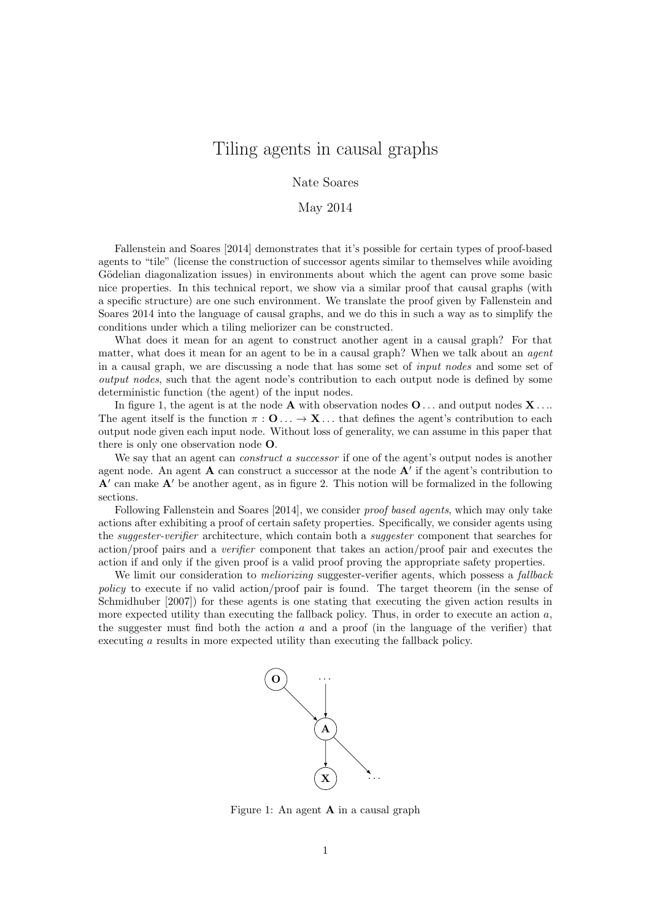# Tiling agents in causal graphs

Nate Soares

May 2014

Fallenstein and Soares [2014] demonstrates that it's possible for certain types of proof-based agents to "tile" (license the construction of successor agents similar to themselves while avoiding Gödelian diagonalization issues) in environments about which the agent can prove some basic nice properties. In this technical report, we show via a similar proof that causal graphs (with a specific structure) are one such environment. We translate the proof given by Fallenstein and Soares 2014 into the language of causal graphs, and we do this in such a way as to simplify the conditions under which a tiling meliorizer can be constructed.

What does it mean for an agent to construct another agent in a causal graph? For that matter, what does it mean for an agent to be in a causal graph? When we talk about an *agent* in a causal graph, we are discussing a node that has some set of *input nodes* and some set of *output nodes*, such that the agent node's contribution to each output node is defined by some deterministic function (the agent) of the input nodes.

In figure 1, the agent is at the node $\mathbf{A}$ with observation nodes $\mathbf{O}\ldots$ and output nodes $\mathbf{X}\ldots$. The agent itself is the function $\pi : \mathbf{O}\ldots \to \mathbf{X}\ldots$ that defines the agent's contribution to each output node given each input node. Without loss of generality, we can assume in this paper that there is only one observation node $\mathbf{O}$.

We say that an agent can *construct a successor* if one of the agent's output nodes is another agent node. An agent $\mathbf{A}$ can construct a successor at the node $\mathbf{A}'$ if the agent's contribution to $\mathbf{A}'$ can make $\mathbf{A}'$ be another agent, as in figure 2. This notion will be formalized in the following sections.

Following Fallenstein and Soares [2014], we consider *proof based agents*, which may only take actions after exhibiting a proof of certain safety properties. Specifically, we consider agents using the *suggester-verifier* architecture, which contain both a *suggester* component that searches for action/proof pairs and a *verifier* component that takes an action/proof pair and executes the action if and only if the given proof is a valid proof proving the appropriate safety properties.

We limit our consideration to *meliorizing* suggester-verifier agents, which possess a *fallback policy* to execute if no valid action/proof pair is found. The target theorem (in the sense of Schmidhuber [2007]) for these agents is one stating that executing the given action results in more expected utility than executing the fallback policy. Thus, in order to execute an action $a$, the suggester must find both the action $a$ and a proof (in the language of the verifier) that executing $a$ results in more expected utility than executing the fallback policy.

Figure 1: An agent $\mathbf{A}$ in a causal graph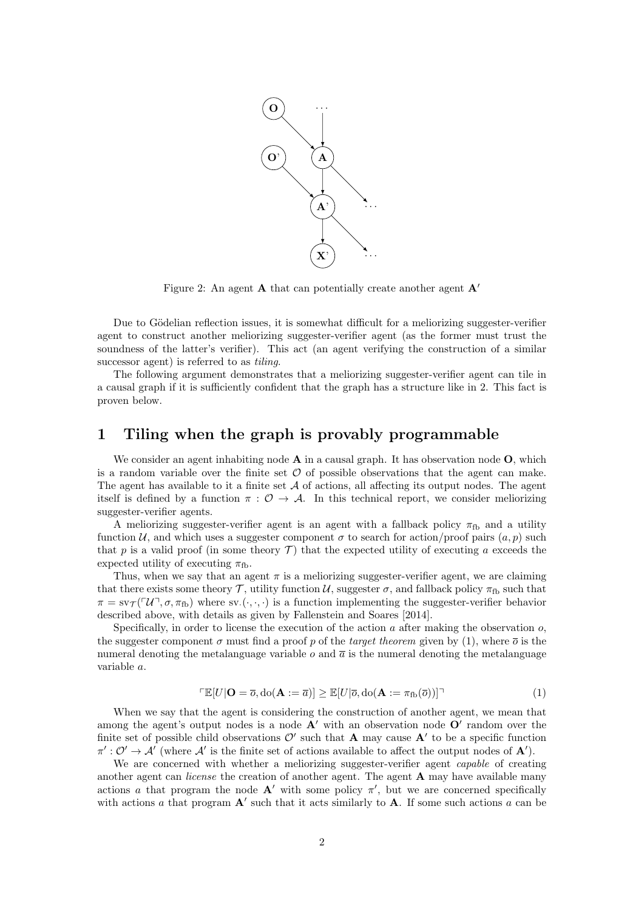Figure 2: An agent $\mathbf{A}$ that can potentially create another agent $\mathbf{A}'$

Due to Gödelian reflection issues, it is somewhat difficult for a meliorizing suggester-verifier agent to construct another meliorizing suggester-verifier agent (as the former must trust the soundness of the latter's verifier). This act (an agent verifying the construction of a similar successor agent) is referred to as *tiling*.

The following argument demonstrates that a meliorizing suggester-verifier agent can tile in a causal graph if it is sufficiently confident that the graph has a structure like in 2. This fact is proven below.

# 1 Tiling when the graph is provably programmable

We consider an agent inhabiting node $\mathbf{A}$ in a causal graph. It has observation node $\mathbf{O}$, which is a random variable over the finite set $\mathcal{O}$ of possible observations that the agent can make. The agent has available to it a finite set $\mathcal{A}$ of actions, all affecting its output nodes. The agent itself is defined by a function $\pi : \mathcal{O} \to \mathcal{A}$. In this technical report, we consider meliorizing suggester-verifier agents.

A meliorizing suggester-verifier agent is an agent with a fallback policy $\pi_{\text{fb}}$ and a utility function $\mathcal{U}$, and which uses a suggester component $\sigma$ to search for action/proof pairs $(a, p)$ such that $p$ is a valid proof (in some theory $\mathcal{T}$) that the expected utility of executing $a$ exceeds the expected utility of executing $\pi_{\text{fb}}$.

Thus, when we say that an agent $\pi$ is a meliorizing suggester-verifier agent, we are claiming that there exists some theory $\mathcal{T}$, utility function $\mathcal{U}$, suggester $\sigma$, and fallback policy $\pi_{\text{fb}}$ such that $\pi = \text{sv}_{\mathcal{T}}(\ulcorner \mathcal{U} \urcorner, \sigma, \pi_{\text{fb}})$ where $\text{sv}_{\cdot}(\cdot, \cdot, \cdot)$ is a function implementing the suggester-verifier behavior described above, with details as given by Fallenstein and Soares [2014].

Specifically, in order to license the execution of the action $a$ after making the observation $o$, the suggester component $\sigma$ must find a proof $p$ of the *target theorem* given by (1), where $\overline{o}$ is the numeral denoting the metalanguage variable $o$ and $\overline{a}$ is the numeral denoting the metalanguage variable $a$.

$$\ulcorner \mathbb{E}[U | \mathbf{O} = \overline{o}, \text{do}(\mathbf{A} := \overline{a})] \geq \mathbb{E}[U | \overline{o}, \text{do}(\mathbf{A} := \pi_{\text{fb}}(\overline{o}))] \urcorner \tag{1}$$

When we say that the agent is considering the construction of another agent, we mean that among the agent's output nodes is a node $\mathbf{A}'$ with an observation node $\mathbf{O}'$ random over the finite set of possible child observations $\mathcal{O}'$ such that $\mathbf{A}$ may cause $\mathbf{A}'$ to be a specific function $\pi' : \mathcal{O}' \to \mathcal{A}'$ (where $\mathcal{A}'$ is the finite set of actions available to affect the output nodes of $\mathbf{A}'$).

We are concerned with whether a meliorizing suggester-verifier agent *capable* of creating another agent can *license* the creation of another agent. The agent $\mathbf{A}$ may have available many actions $a$ that program the node $\mathbf{A}'$ with some policy $\pi'$, but we are concerned specifically with actions $a$ that program $\mathbf{A}'$ such that it acts similarly to $\mathbf{A}$. If some such actions $a$ can be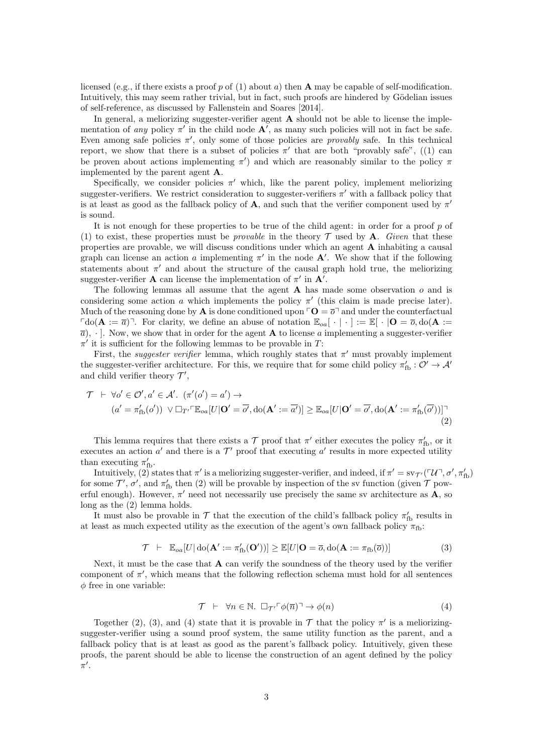licensed (e.g., if there exists a proof $p$ of (1) about $a$) then $\mathbf{A}$ may be capable of self-modification. Intuitively, this may seem rather trivial, but in fact, such proofs are hindered by Gödelian issues of self-reference, as discussed by Fallenstein and Soares [2014].

In general, a meliorizing suggester-verifier agent $\mathbf{A}$ should not be able to license the implementation of *any* policy $\pi'$ in the child node $\mathbf{A}'$, as many such policies will not in fact be safe. Even among safe policies $\pi'$, only some of those policies are *provably* safe. In this technical report, we show that there is a subset of policies $\pi'$ that are both "provably safe", ((1) can be proven about actions implementing $\pi'$) and which are reasonably similar to the policy $\pi$ implemented by the parent agent $\mathbf{A}$.

Specifically, we consider policies $\pi'$ which, like the parent policy, implement meliorizing suggester-verifiers. We restrict consideration to suggester-verifiers $\pi'$ with a fallback policy that is at least as good as the fallback policy of $\mathbf{A}$, and such that the verifier component used by $\pi'$ is sound.

It is not enough for these properties to be true of the child agent: in order for a proof $p$ of (1) to exist, these properties must be *provable* in the theory $\mathcal{T}$ used by $\mathbf{A}$. *Given* that these properties are provable, we will discuss conditions under which an agent $\mathbf{A}$ inhabiting a causal graph can license an action $a$ implementing $\pi'$ in the node $\mathbf{A}'$. We show that if the following statements about $\pi'$ and about the structure of the causal graph hold true, the meliorizing suggester-verifier $\mathbf{A}$ can license the implementation of $\pi'$ in $\mathbf{A}'$.

The following lemmas all assume that the agent $\mathbf{A}$ has made some observation $o$ and is considering some action $a$ which implements the policy $\pi'$ (this claim is made precise later). Much of the reasoning done by $\mathbf{A}$ is done conditioned upon $\ulcorner \mathbf{O} = \overline{o} \urcorner$ and under the counterfactual $\ulcorner \mathrm{do}(\mathbf{A} := \overline{a}) \urcorner$. For clarity, we define an abuse of notation $\mathbb{E}_{oa}[\,\cdot\mid\cdot\,] := \mathbb{E}[\,\cdot\mid \mathbf{O} = \overline{o}, \mathrm{do}(\mathbf{A} := \overline{a}),\, \cdot\,]$. Now, we show that in order for the agent $\mathbf{A}$ to license $a$ implementing a suggester-verifier $\pi'$ it is sufficient for the following lemmas to be provable in $T$:

First, the *suggester verifier* lemma, which roughly states that $\pi'$ must provably implement the suggester-verifier architecture. For this, we require that for some child policy $\pi'_{\mathrm{fb}} : \mathcal{O}' \to \mathcal{A}'$ and child verifier theory $\mathcal{T}'$,

$$
\begin{aligned}
\mathcal{T} \;\vdash\; & \forall o' \in \mathcal{O}', a' \in \mathcal{A}'.\ (\pi'(o') = a') \to \\
& (a' = \pi'_{\mathrm{fb}}(o')) \;\vee \Box_{\mathcal{T}'} \ulcorner \mathbb{E}_{oa}[U \mid \mathbf{O}' = \overline{o'}, \mathrm{do}(\mathbf{A}' := \overline{a'})] \geq \mathbb{E}_{oa}[U \mid \mathbf{O}' = \overline{o'}, \mathrm{do}(\mathbf{A}' := \pi'_{\mathrm{fb}}(\overline{o'}))] \urcorner
\end{aligned}
\tag{2}
$$

This lemma requires that there exists a $\mathcal{T}$ proof that $\pi'$ either executes the policy $\pi'_{\mathrm{fb}}$, or it executes an action $a'$ and there is a $\mathcal{T}'$ proof that executing $a'$ results in more expected utility than executing $\pi'_{\mathrm{fb}}$.

Intuitively, (2) states that $\pi'$ is a meliorizing suggester-verifier, and indeed, if $\pi' = \mathrm{sv}_{\mathcal{T}'}(\ulcorner \mathcal{U} \urcorner, \sigma', \pi'_{\mathrm{fb}})$ for some $\mathcal{T}'$, $\sigma'$, and $\pi'_{\mathrm{fb}}$ then (2) will be provable by inspection of the sv function (given $\mathcal{T}$ powerful enough). However, $\pi'$ need not necessarily use precisely the same sv architecture as $\mathbf{A}$, so long as the (2) lemma holds.

It must also be provable in $\mathcal{T}$ that the execution of the child's fallback policy $\pi'_{\mathrm{fb}}$ results in at least as much expected utility as the execution of the agent's own fallback policy $\pi_{\mathrm{fb}}$:

$$
\mathcal{T} \;\vdash\; \mathbb{E}_{oa}[U \mid \mathrm{do}(\mathbf{A}' := \pi'_{\mathrm{fb}}(\mathbf{O}'))] \geq \mathbb{E}[U \mid \mathbf{O} = \overline{o}, \mathrm{do}(\mathbf{A} := \pi_{\mathrm{fb}}(\overline{o}))] \tag{3}
$$

Next, it must be the case that $\mathbf{A}$ can verify the soundness of the theory used by the verifier component of $\pi'$, which means that the following reflection schema must hold for all sentences $\phi$ free in one variable:

$$
\mathcal{T} \;\vdash\; \forall n \in \mathbb{N}.\ \Box_{\mathcal{T}'} \ulcorner \phi(\overline{n}) \urcorner \to \phi(n) \tag{4}
$$

Together (2), (3), and (4) state that it is provable in $\mathcal{T}$ that the policy $\pi'$ is a meliorizing-suggester-verifier using a sound proof system, the same utility function as the parent, and a fallback policy that is at least as good as the parent's fallback policy. Intuitively, given these proofs, the parent should be able to license the construction of an agent defined by the policy $\pi'$.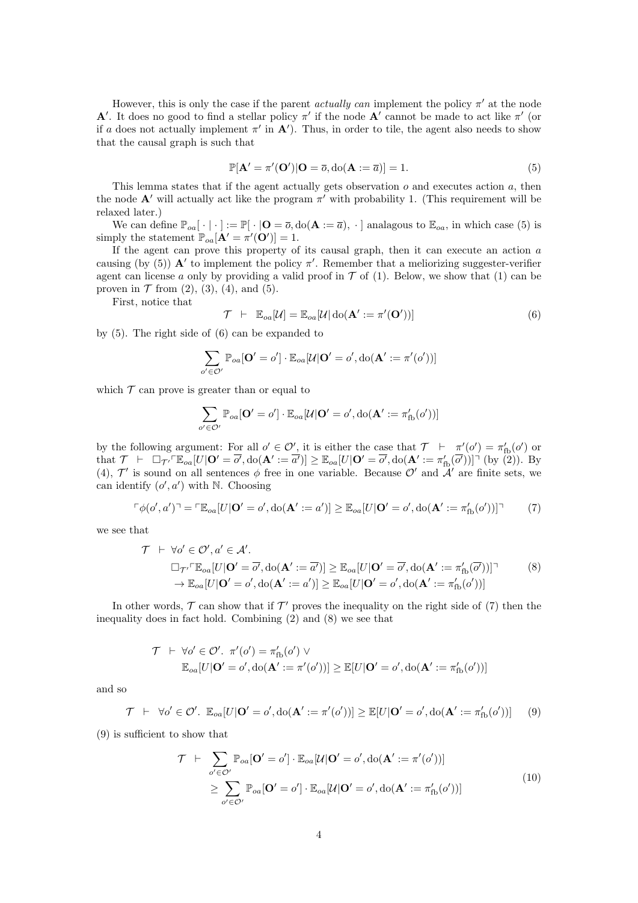However, this is only the case if the parent *actually can* implement the policy $\pi'$ at the node $\mathbf{A}'$. It does no good to find a stellar policy $\pi'$ if the node $\mathbf{A}'$ cannot be made to act like $\pi'$ (or if $a$ does not actually implement $\pi'$ in $\mathbf{A}'$). Thus, in order to tile, the agent also needs to show that the causal graph is such that

$$\mathbb{P}[\mathbf{A}' = \pi'(\mathbf{O}') | \mathbf{O} = \overline{o}, \mathrm{do}(\mathbf{A} := \overline{a})] = 1. \tag{5}$$

This lemma states that if the agent actually gets observation $o$ and executes action $a$, then the node $\mathbf{A}'$ will actually act like the program $\pi'$ with probability 1. (This requirement will be relaxed later.)

We can define $\mathbb{P}_{oa}[\,\cdot\,|\,\cdot\,] := \mathbb{P}[\,\cdot\,|\mathbf{O} = \overline{o}, \mathrm{do}(\mathbf{A} := \overline{a}),\ \cdot\,]$ analagous to $\mathbb{E}_{oa}$, in which case (5) is simply the statement $\mathbb{P}_{oa}[\mathbf{A}' = \pi'(\mathbf{O}')] = 1$.

If the agent can prove this property of its causal graph, then it can execute an action $a$ causing (by (5)) $\mathbf{A}'$ to implement the policy $\pi'$. Remember that a meliorizing suggester-verifier agent can license $a$ only by providing a valid proof in $\mathcal{T}$ of (1). Below, we show that (1) can be proven in $\mathcal{T}$ from (2), (3), (4), and (5).

First, notice that

$$\mathcal{T} \ \vdash \ \mathbb{E}_{oa}[\mathcal{U}] = \mathbb{E}_{oa}[\mathcal{U} | \,\mathrm{do}(\mathbf{A}' := \pi'(\mathbf{O}'))] \tag{6}$$

by (5). The right side of (6) can be expanded to

$$\sum_{o' \in \mathcal{O}'} \mathbb{P}_{oa}[\mathbf{O}' = o'] \cdot \mathbb{E}_{oa}[\mathcal{U} | \mathbf{O}' = o', \mathrm{do}(\mathbf{A}' := \pi'(o'))]$$

which $\mathcal{T}$ can prove is greater than or equal to

$$\sum_{o' \in \mathcal{O}'} \mathbb{P}_{oa}[\mathbf{O}' = o'] \cdot \mathbb{E}_{oa}[\mathcal{U} | \mathbf{O}' = o', \mathrm{do}(\mathbf{A}' := \pi'_{\mathrm{fb}}(o'))]$$

by the following argument: For all $o' \in \mathcal{O}'$, it is either the case that $\mathcal{T} \ \vdash \ \pi'(o') = \pi'_{\mathrm{fb}}(o')$ or that $\mathcal{T} \ \vdash \ \Box_{\mathcal{T}'} \ulcorner \mathbb{E}_{oa}[U | \mathbf{O}' = \overline{o'}, \mathrm{do}(\mathbf{A}' := \overline{a'})] \geq \mathbb{E}_{oa}[U | \mathbf{O}' = \overline{o'}, \mathrm{do}(\mathbf{A}' := \pi'_{\mathrm{fb}}(\overline{o'}))] \urcorner$ (by (2)). By (4), $\mathcal{T}'$ is sound on all sentences $\phi$ free in one variable. Because $\mathcal{O}'$ and $\mathcal{A}'$ are finite sets, we can identify $(o', a')$ with $\mathbb{N}$. Choosing

$$\ulcorner \phi(o', a') \urcorner = \ulcorner \mathbb{E}_{oa}[U | \mathbf{O}' = o', \mathrm{do}(\mathbf{A}' := a')] \geq \mathbb{E}_{oa}[U | \mathbf{O}' = o', \mathrm{do}(\mathbf{A}' := \pi'_{\mathrm{fb}}(o'))] \urcorner \tag{7}$$

we see that

$$\begin{aligned} \mathcal{T} \ \vdash \ & \forall o' \in \mathcal{O}', a' \in \mathcal{A}'. \\ & \Box_{\mathcal{T}'} \ulcorner \mathbb{E}_{oa}[U | \mathbf{O}' = \overline{o'}, \mathrm{do}(\mathbf{A}' := \overline{a'})] \geq \mathbb{E}_{oa}[U | \mathbf{O}' = \overline{o'}, \mathrm{do}(\mathbf{A}' := \pi'_{\mathrm{fb}}(\overline{o'}))] \urcorner \\ & \to \mathbb{E}_{oa}[U | \mathbf{O}' = o', \mathrm{do}(\mathbf{A}' := a')] \geq \mathbb{E}_{oa}[U | \mathbf{O}' = o', \mathrm{do}(\mathbf{A}' := \pi'_{\mathrm{fb}}(o'))] \end{aligned} \tag{8}$$

In other words, $\mathcal{T}$ can show that if $\mathcal{T}'$ proves the inequality on the right side of (7) then the inequality does in fact hold. Combining (2) and (8) we see that

$$\begin{aligned} \mathcal{T} \ \vdash \ & \forall o' \in \mathcal{O}'. \ \pi'(o') = \pi'_{\mathrm{fb}}(o') \ \vee \\ & \mathbb{E}_{oa}[U | \mathbf{O}' = o', \mathrm{do}(\mathbf{A}' := \pi'(o'))] \geq \mathbb{E}[U | \mathbf{O}' = o', \mathrm{do}(\mathbf{A}' := \pi'_{\mathrm{fb}}(o'))] \end{aligned}$$

and so

$$\mathcal{T} \ \vdash \ \forall o' \in \mathcal{O}'. \ \mathbb{E}_{oa}[U | \mathbf{O}' = o', \mathrm{do}(\mathbf{A}' := \pi'(o'))] \geq \mathbb{E}[U | \mathbf{O}' = o', \mathrm{do}(\mathbf{A}' := \pi'_{\mathrm{fb}}(o'))] \tag{9}$$

(9) is sufficient to show that

$$\begin{aligned} \mathcal{T} \ \vdash \ & \sum_{o' \in \mathcal{O}'} \mathbb{P}_{oa}[\mathbf{O}' = o'] \cdot \mathbb{E}_{oa}[\mathcal{U} | \mathbf{O}' = o', \mathrm{do}(\mathbf{A}' := \pi'(o'))] \\ & \geq \sum_{o' \in \mathcal{O}'} \mathbb{P}_{oa}[\mathbf{O}' = o'] \cdot \mathbb{E}_{oa}[\mathcal{U} | \mathbf{O}' = o', \mathrm{do}(\mathbf{A}' := \pi'_{\mathrm{fb}}(o'))] \end{aligned} \tag{10}$$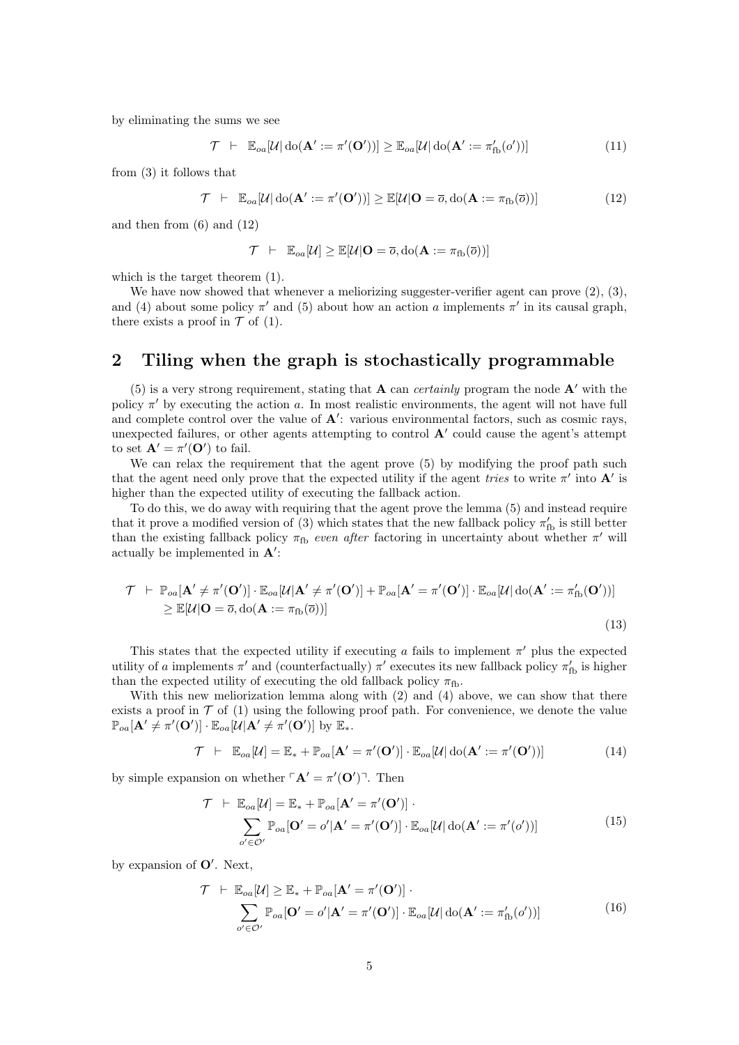by eliminating the sums we see

$$\mathcal{T} \;\vdash\; \mathbb{E}_{oa}[\mathcal{U}|\operatorname{do}(\mathbf{A}' := \pi'(\mathbf{O}'))] \geq \mathbb{E}_{oa}[\mathcal{U}|\operatorname{do}(\mathbf{A}' := \pi'_{\text{fb}}(o'))] \tag{11}$$

from (3) it follows that

$$\mathcal{T} \;\vdash\; \mathbb{E}_{oa}[\mathcal{U}|\operatorname{do}(\mathbf{A}' := \pi'(\mathbf{O}'))] \geq \mathbb{E}[\mathcal{U}|\mathbf{O} = \overline{o}, \operatorname{do}(\mathbf{A} := \pi_{\text{fb}}(\overline{o}))] \tag{12}$$

and then from (6) and (12)

$$\mathcal{T} \;\vdash\; \mathbb{E}_{oa}[\mathcal{U}] \geq \mathbb{E}[\mathcal{U}|\mathbf{O} = \overline{o}, \operatorname{do}(\mathbf{A} := \pi_{\text{fb}}(\overline{o}))]$$

which is the target theorem (1).

We have now showed that whenever a meliorizing suggester-verifier agent can prove (2), (3), and (4) about some policy $\pi'$ and (5) about how an action $a$ implements $\pi'$ in its causal graph, there exists a proof in $\mathcal{T}$ of (1).

## 2 Tiling when the graph is stochastically programmable

(5) is a very strong requirement, stating that $\mathbf{A}$ can *certainly* program the node $\mathbf{A}'$ with the policy $\pi'$ by executing the action $a$. In most realistic environments, the agent will not have full and complete control over the value of $\mathbf{A}'$: various environmental factors, such as cosmic rays, unexpected failures, or other agents attempting to control $\mathbf{A}'$ could cause the agent's attempt to set $\mathbf{A}' = \pi'(\mathbf{O}')$ to fail.

We can relax the requirement that the agent prove (5) by modifying the proof path such that the agent need only prove that the expected utility if the agent *tries* to write $\pi'$ into $\mathbf{A}'$ is higher than the expected utility of executing the fallback action.

To do this, we do away with requiring that the agent prove the lemma (5) and instead require that it prove a modified version of (3) which states that the new fallback policy $\pi'_{\text{fb}}$ is still better than the existing fallback policy $\pi_{\text{fb}}$ *even after* factoring in uncertainty about whether $\pi'$ will actually be implemented in $\mathbf{A}'$:

$$\begin{aligned}\mathcal{T} \;\vdash\; & \mathbb{P}_{oa}[\mathbf{A}' \neq \pi'(\mathbf{O}')] \cdot \mathbb{E}_{oa}[\mathcal{U}|\mathbf{A}' \neq \pi'(\mathbf{O}')] + \mathbb{P}_{oa}[\mathbf{A}' = \pi'(\mathbf{O}')] \cdot \mathbb{E}_{oa}[\mathcal{U}|\operatorname{do}(\mathbf{A}' := \pi'_{\text{fb}}(\mathbf{O}'))] \\ & \geq \mathbb{E}[\mathcal{U}|\mathbf{O} = \overline{o}, \operatorname{do}(\mathbf{A} := \pi_{\text{fb}}(\overline{o}))]\end{aligned} \tag{13}$$

This states that the expected utility if executing $a$ fails to implement $\pi'$ plus the expected utility of $a$ implements $\pi'$ and (counterfactually) $\pi'$ executes its new fallback policy $\pi'_{\text{fb}}$ is higher than the expected utility of executing the old fallback policy $\pi_{\text{fb}}$.

With this new meliorization lemma along with (2) and (4) above, we can show that there exists a proof in $\mathcal{T}$ of (1) using the following proof path. For convenience, we denote the value $\mathbb{P}_{oa}[\mathbf{A}' \neq \pi'(\mathbf{O}')] \cdot \mathbb{E}_{oa}[\mathcal{U}|\mathbf{A}' \neq \pi'(\mathbf{O}')]$ by $\mathbb{E}_*$.

$$\mathcal{T} \;\vdash\; \mathbb{E}_{oa}[\mathcal{U}] = \mathbb{E}_* + \mathbb{P}_{oa}[\mathbf{A}' = \pi'(\mathbf{O}')] \cdot \mathbb{E}_{oa}[\mathcal{U}|\operatorname{do}(\mathbf{A}' := \pi'(\mathbf{O}'))] \tag{14}$$

by simple expansion on whether $\ulcorner \mathbf{A}' = \pi'(\mathbf{O}') \urcorner$. Then

$$\begin{aligned}\mathcal{T} \;\vdash\; & \mathbb{E}_{oa}[\mathcal{U}] = \mathbb{E}_* + \mathbb{P}_{oa}[\mathbf{A}' = \pi'(\mathbf{O}')] \cdot \\ & \sum_{o' \in \mathcal{O}'} \mathbb{P}_{oa}[\mathbf{O}' = o'|\mathbf{A}' = \pi'(\mathbf{O}')] \cdot \mathbb{E}_{oa}[\mathcal{U}|\operatorname{do}(\mathbf{A}' := \pi'(o'))]\end{aligned} \tag{15}$$

by expansion of $\mathbf{O}'$. Next,

$$\begin{aligned}\mathcal{T} \;\vdash\; & \mathbb{E}_{oa}[\mathcal{U}] \geq \mathbb{E}_* + \mathbb{P}_{oa}[\mathbf{A}' = \pi'(\mathbf{O}')] \cdot \\ & \sum_{o' \in \mathcal{O}'} \mathbb{P}_{oa}[\mathbf{O}' = o'|\mathbf{A}' = \pi'(\mathbf{O}')] \cdot \mathbb{E}_{oa}[\mathcal{U}|\operatorname{do}(\mathbf{A}' := \pi'_{\text{fb}}(o'))]\end{aligned} \tag{16}$$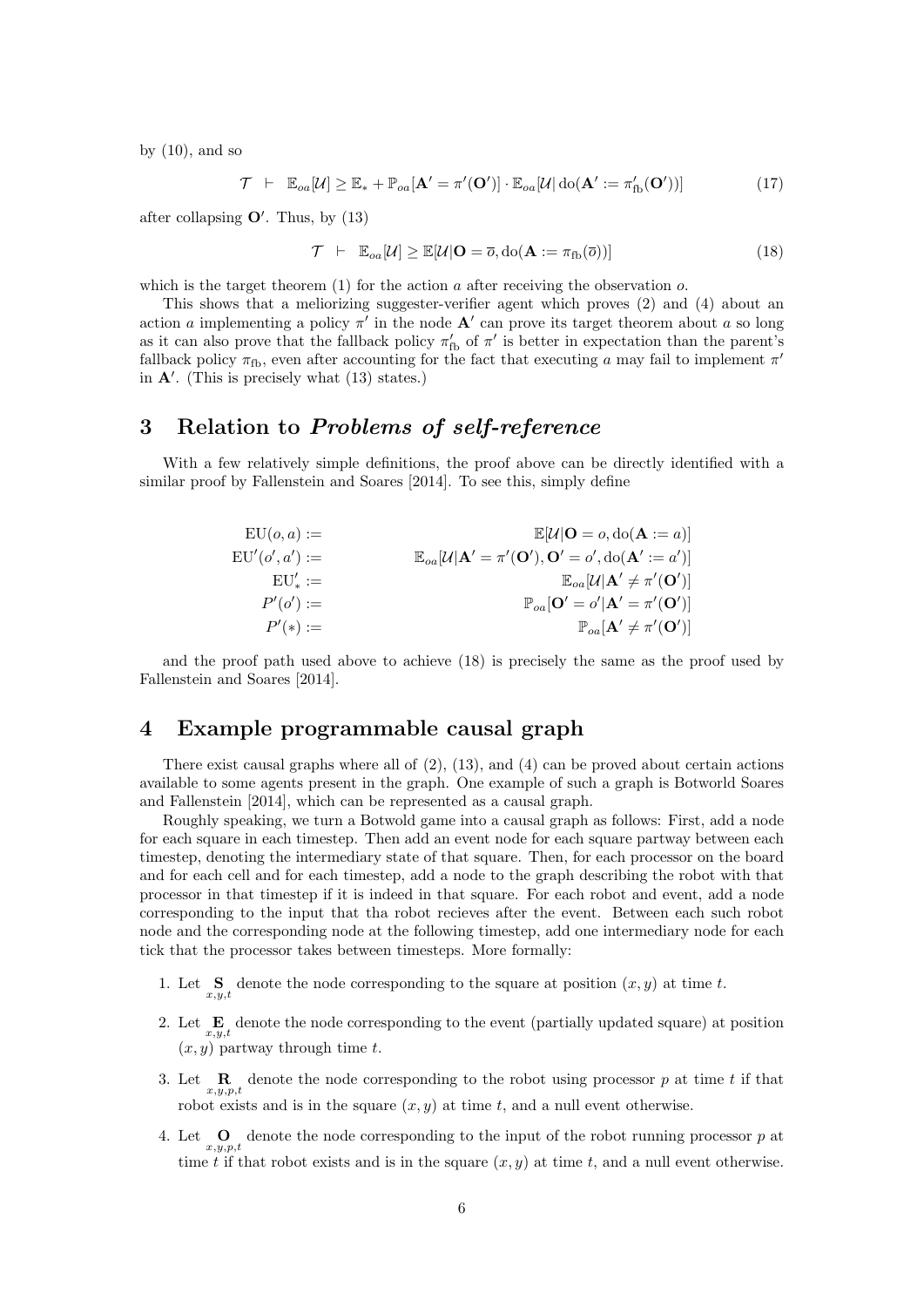by (10), and so

$$\mathcal{T} \;\vdash\; \mathbb{E}_{oa}[\mathcal{U}] \geq \mathbb{E}_* + \mathbb{P}_{oa}[\mathbf{A}' = \pi'(\mathbf{O}')] \cdot \mathbb{E}_{oa}[\mathcal{U} | \operatorname{do}(\mathbf{A}' := \pi'_{\text{fb}}(\mathbf{O}'))] \tag{17}$$

after collapsing $\mathbf{O}'$. Thus, by (13)

$$\mathcal{T} \;\vdash\; \mathbb{E}_{oa}[\mathcal{U}] \geq \mathbb{E}[\mathcal{U} | \mathbf{O} = \overline{o}, \operatorname{do}(\mathbf{A} := \pi_{\text{fb}}(\overline{o}))] \tag{18}$$

which is the target theorem (1) for the action $a$ after receiving the observation $o$.

This shows that a meliorizing suggester-verifier agent which proves (2) and (4) about an action $a$ implementing a policy $\pi'$ in the node $\mathbf{A}'$ can prove its target theorem about $a$ so long as it can also prove that the fallback policy $\pi'_{\text{fb}}$ of $\pi'$ is better in expectation than the parent's fallback policy $\pi_{\text{fb}}$, even after accounting for the fact that executing $a$ may fail to implement $\pi'$ in $\mathbf{A}'$. (This is precisely what (13) states.)

## 3 Relation to *Problems of self-reference*

With a few relatively simple definitions, the proof above can be directly identified with a similar proof by Fallenstein and Soares [2014]. To see this, simply define

$$\begin{aligned}
\mathrm{EU}(o, a) &:= \mathbb{E}[\mathcal{U} | \mathbf{O} = o, \operatorname{do}(\mathbf{A} := a)] \\
\mathrm{EU}'(o', a') &:= \mathbb{E}_{oa}[\mathcal{U} | \mathbf{A}' = \pi'(\mathbf{O}'), \mathbf{O}' = o', \operatorname{do}(\mathbf{A}' := a')] \\
\mathrm{EU}'_* &:= \mathbb{E}_{oa}[\mathcal{U} | \mathbf{A}' \neq \pi'(\mathbf{O}')] \\
P'(o') &:= \mathbb{P}_{oa}[\mathbf{O}' = o' | \mathbf{A}' = \pi'(\mathbf{O}')] \\
P'(*) &:= \mathbb{P}_{oa}[\mathbf{A}' \neq \pi'(\mathbf{O}')]
\end{aligned}$$

and the proof path used above to achieve (18) is precisely the same as the proof used by Fallenstein and Soares [2014].

## 4 Example programmable causal graph

There exist causal graphs where all of (2), (13), and (4) can be proved about certain actions available to some agents present in the graph. One example of such a graph is Botworld Soares and Fallenstein [2014], which can be represented as a causal graph.

Roughly speaking, we turn a Botwold game into a causal graph as follows: First, add a node for each square in each timestep. Then add an event node for each square partway between each timestep, denoting the intermediary state of that square. Then, for each processor on the board and for each cell and for each timestep, add a node to the graph describing the robot with that processor in that timestep if it is indeed in that square. For each robot and event, add a node corresponding to the input that tha robot recieves after the event. Between each such robot node and the corresponding node at the following timestep, add one intermediary node for each tick that the processor takes between timesteps. More formally:

1. Let $\underset{x,y,t}{\mathbf{S}}$ denote the node corresponding to the square at position $(x, y)$ at time $t$.
2. Let $\underset{x,y,t}{\mathbf{E}}$ denote the node corresponding to the event (partially updated square) at position $(x, y)$ partway through time $t$.
3. Let $\underset{x,y,p,t}{\mathbf{R}}$ denote the node corresponding to the robot using processor $p$ at time $t$ if that robot exists and is in the square $(x, y)$ at time $t$, and a null event otherwise.
4. Let $\underset{x,y,p,t}{\mathbf{O}}$ denote the node corresponding to the input of the robot running processor $p$ at time $t$ if that robot exists and is in the square $(x, y)$ at time $t$, and a null event otherwise.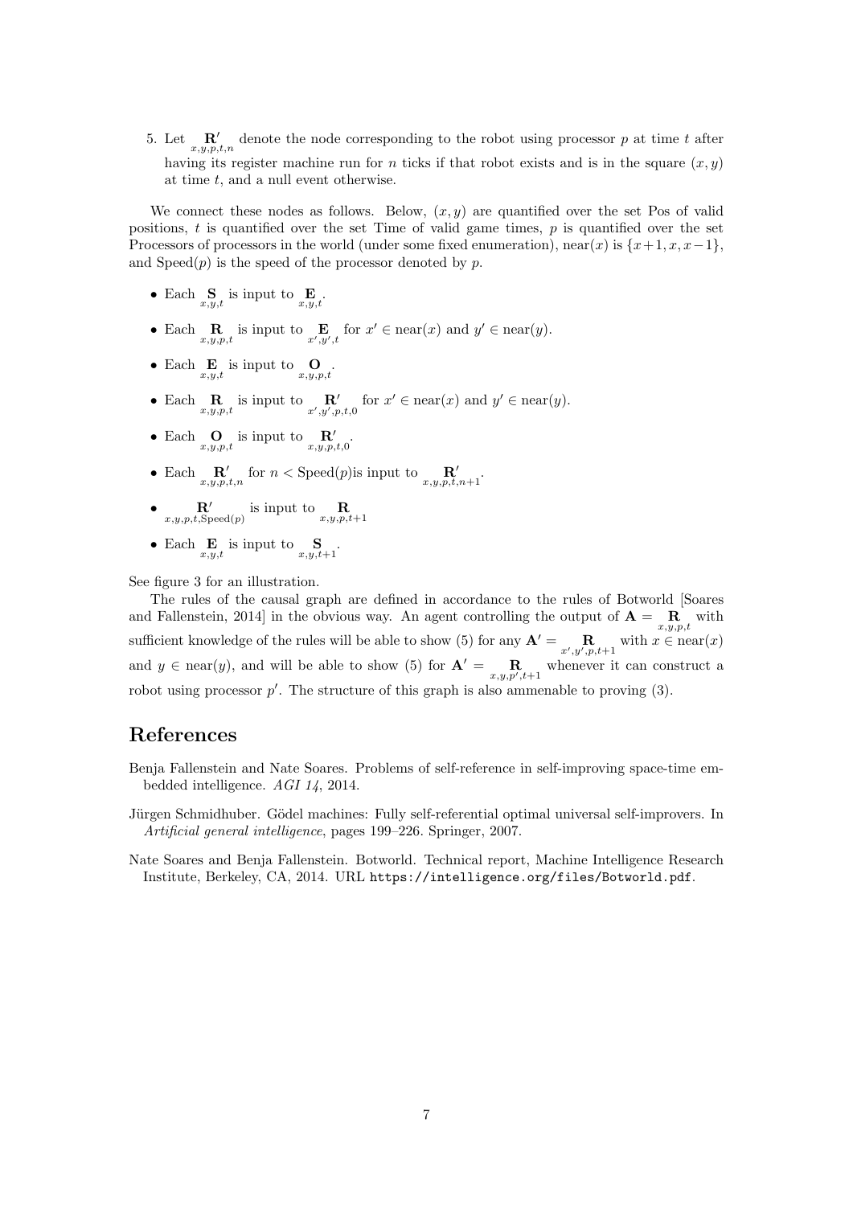5. Let $\underset{x,y,p,t,n}{\mathbf{R}'}$ denote the node corresponding to the robot using processor $p$ at time $t$ after having its register machine run for $n$ ticks if that robot exists and is in the square $(x, y)$ at time $t$, and a null event otherwise.

We connect these nodes as follows. Below, $(x, y)$ are quantified over the set Pos of valid positions, $t$ is quantified over the set Time of valid game times, $p$ is quantified over the set Processors of processors in the world (under some fixed enumeration), near$(x)$ is $\{x+1, x, x-1\}$, and Speed$(p)$ is the speed of the processor denoted by $p$.

- Each $\underset{x,y,t}{\mathbf{S}}$ is input to $\underset{x,y,t}{\mathbf{E}}$.
- Each $\underset{x,y,p,t}{\mathbf{R}}$ is input to $\underset{x',y',t}{\mathbf{E}}$ for $x' \in \text{near}(x)$ and $y' \in \text{near}(y)$.
- Each $\underset{x,y,t}{\mathbf{E}}$ is input to $\underset{x,y,p,t}{\mathbf{O}}$.
- Each $\underset{x,y,p,t}{\mathbf{R}}$ is input to $\underset{x',y',p,t,0}{\mathbf{R}'}$ for $x' \in \text{near}(x)$ and $y' \in \text{near}(y)$.
- Each $\underset{x,y,p,t}{\mathbf{O}}$ is input to $\underset{x,y,p,t,0}{\mathbf{R}'}$.
- Each $\underset{x,y,p,t,n}{\mathbf{R}'}$ for $n < \text{Speed}(p)$is input to $\underset{x,y,p,t,n+1}{\mathbf{R}'}$.
- $\underset{x,y,p,t,\text{Speed}(p)}{\mathbf{R}'}$ is input to $\underset{x,y,p,t+1}{\mathbf{R}}$
- Each $\underset{x,y,t}{\mathbf{E}}$ is input to $\underset{x,y,t+1}{\mathbf{S}}$.

See figure 3 for an illustration.

The rules of the causal graph are defined in accordance to the rules of Botworld [Soares and Fallenstein, 2014] in the obvious way. An agent controlling the output of $\mathbf{A} = \underset{x,y,p,t}{\mathbf{R}}$ with sufficient knowledge of the rules will be able to show (5) for any $\mathbf{A}' = \underset{x',y',p,t+1}{\mathbf{R}}$ with $x \in \text{near}(x)$ and $y \in \text{near}(y)$, and will be able to show (5) for $\mathbf{A}' = \underset{x,y,p',t+1}{\mathbf{R}}$ whenever it can construct a robot using processor $p'$. The structure of this graph is also ammenable to proving (3).

## References

Benja Fallenstein and Nate Soares. Problems of self-reference in self-improving space-time embedded intelligence. *AGI 14*, 2014.

Jürgen Schmidhuber. Gödel machines: Fully self-referential optimal universal self-improvers. In *Artificial general intelligence*, pages 199–226. Springer, 2007.

Nate Soares and Benja Fallenstein. Botworld. Technical report, Machine Intelligence Research Institute, Berkeley, CA, 2014. URL `https://intelligence.org/files/Botworld.pdf`.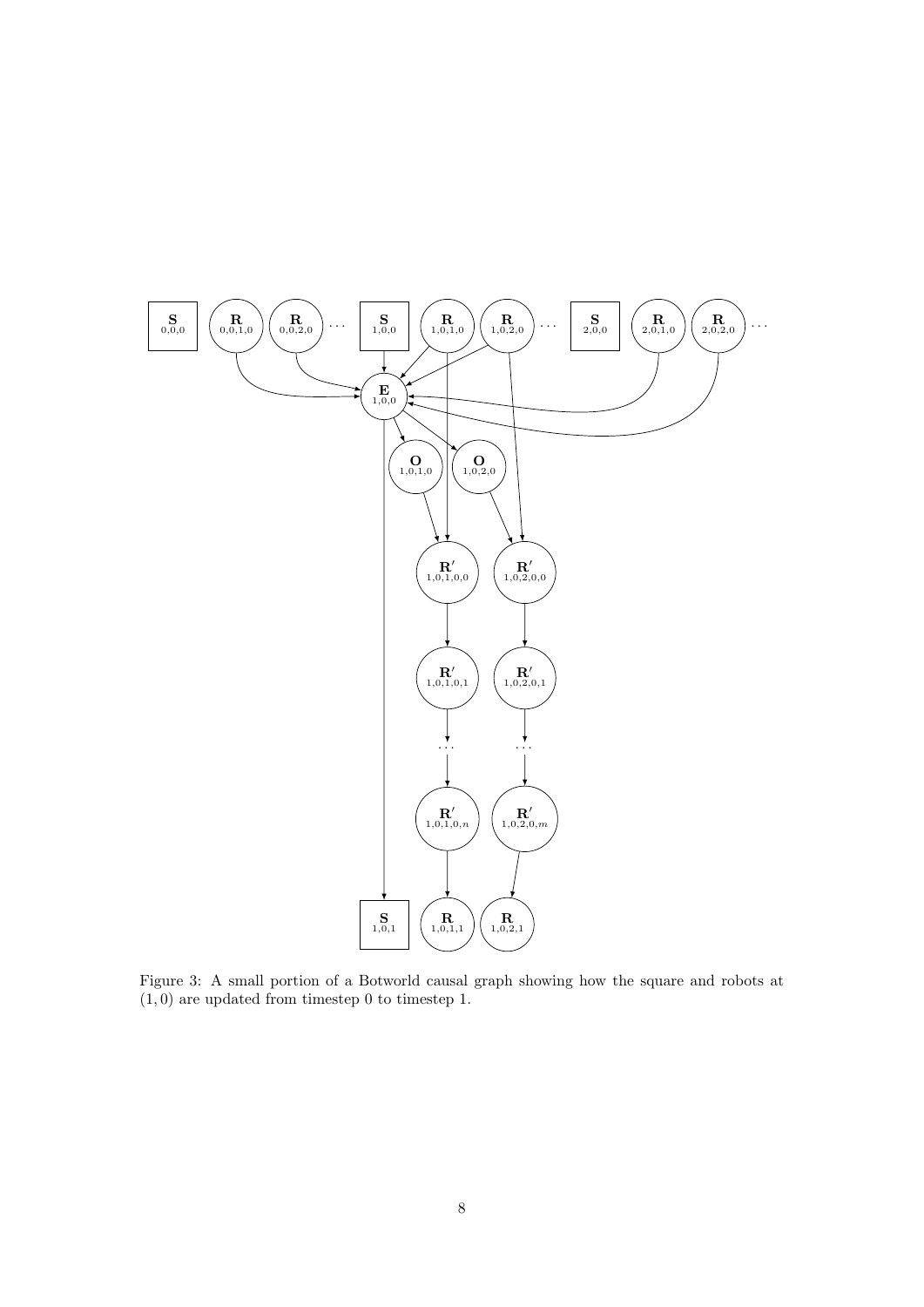S
0,0,0

R
0,0,1,0

R
0,0,2,0

. . .

S
1,0,0

R
1,0,1,0

R
1,0,2,0

. . .

S
2,0,0

R
2,0,1,0

R
2,0,2,0

. . .

E
1,0,0

O
1,0,1,0

O
1,0,2,0

R′
1,0,1,0,0

R′
1,0,2,0,0

R′
1,0,1,0,1

R′
1,0,2,0,1

. . .

. . .

R′
1,0,1,0,n

R′
1,0,2,0,m

S
1,0,1

R
1,0,1,1

R
1,0,2,1

Figure 3: A small portion of a Botworld causal graph showing how the square and robots at $(1, 0)$ are updated from timestep 0 to timestep 1.